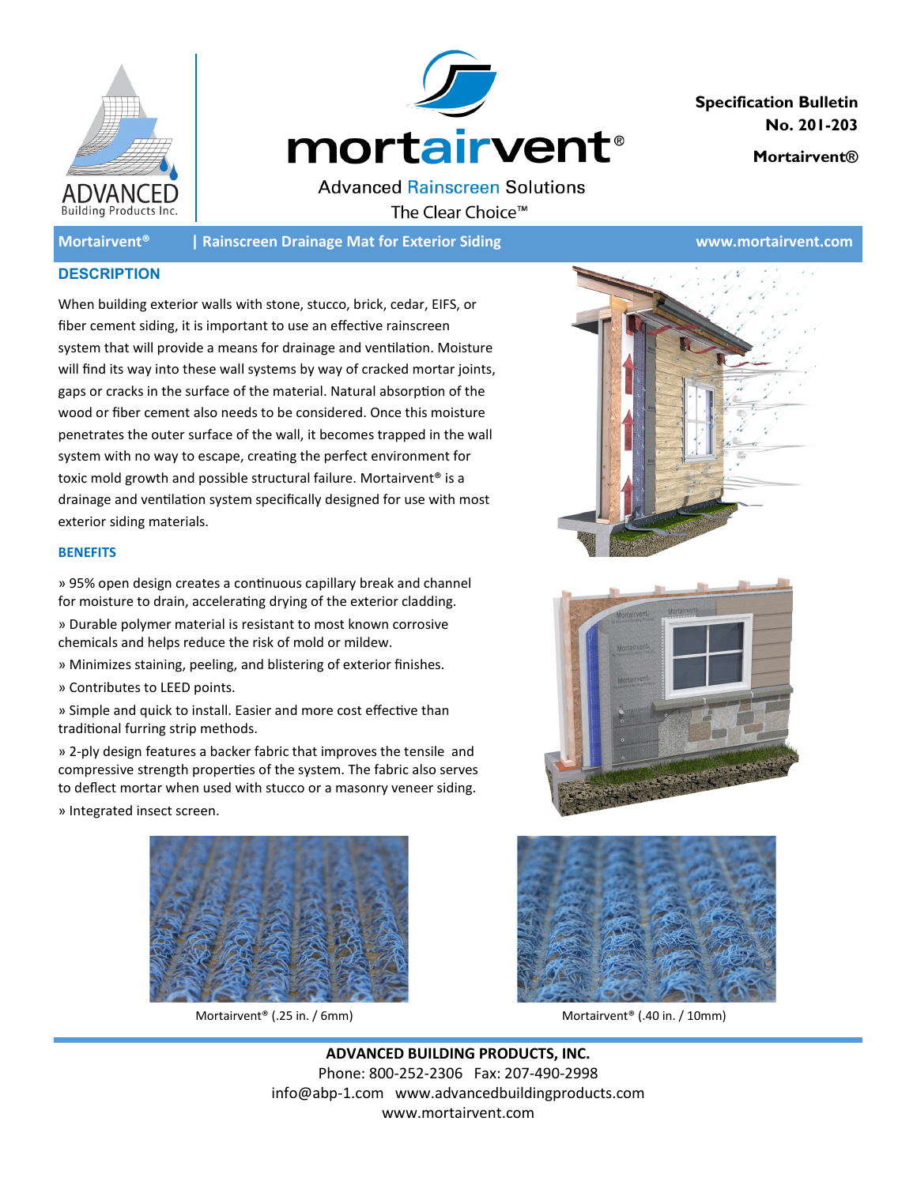mortairvent®

Advanced Rainscreen Solutions

The Clear Choice™

**Specification Bulletin No. 201-203**

**Mortairvent®**

**Mortairvent® | Rainscreen Drainage Mat for Exterior Siding** www.mortairvent.com

## DESCRIPTION

When building exterior walls with stone, stucco, brick, cedar, EIFS, or fiber cement siding, it is important to use an effective rainscreen system that will provide a means for drainage and ventilation. Moisture will find its way into these wall systems by way of cracked mortar joints, gaps or cracks in the surface of the material. Natural absorption of the wood or fiber cement also needs to be considered. Once this moisture penetrates the outer surface of the wall, it becomes trapped in the wall system with no way to escape, creating the perfect environment for toxic mold growth and possible structural failure. Mortairvent® is a drainage and ventilation system specifically designed for use with most exterior siding materials.

### BENEFITS

» 95% open design creates a continuous capillary break and channel for moisture to drain, accelerating drying of the exterior cladding.

» Durable polymer material is resistant to most known corrosive chemicals and helps reduce the risk of mold or mildew.

» Minimizes staining, peeling, and blistering of exterior finishes.

» Contributes to LEED points.

» Simple and quick to install. Easier and more cost effective than traditional furring strip methods.

» 2-ply design features a backer fabric that improves the tensile and compressive strength properties of the system. The fabric also serves to deflect mortar when used with stucco or a masonry veneer siding.

» Integrated insect screen.

Mortairvent® (.25 in. / 6mm)

Mortairvent® (.40 in. / 10mm)

**ADVANCED BUILDING PRODUCTS, INC.**

Phone: 800-252-2306 Fax: 207-490-2998

info@abp-1.com www.advancedbuildingproducts.com

www.mortairvent.com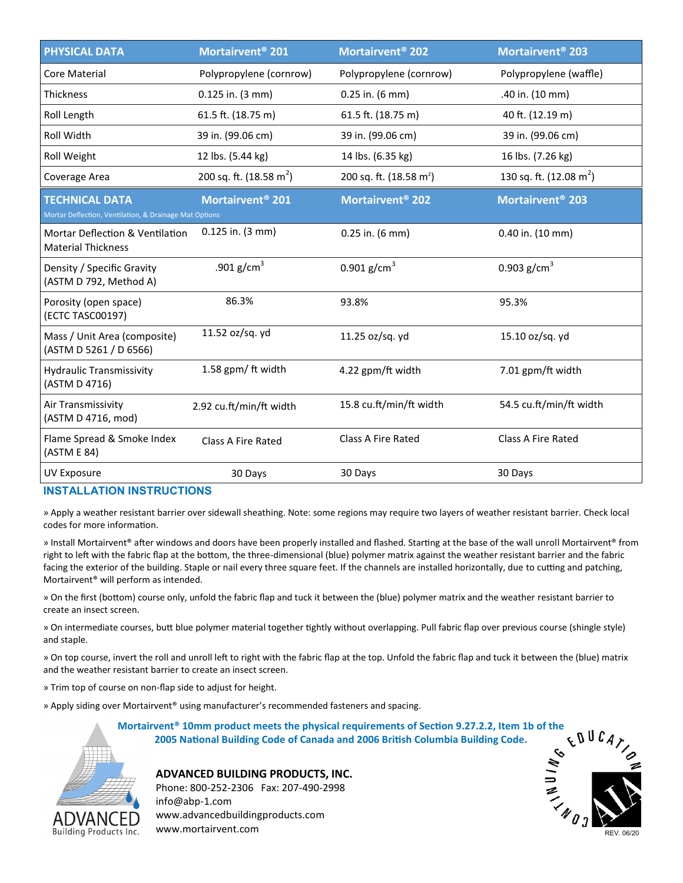| PHYSICAL DATA | Mortairvent® 201 | Mortairvent® 202 | Mortairvent® 203 |
|---|---|---|---|
| Core Material | Polypropylene (cornrow) | Polypropylene (cornrow) | Polypropylene (waffle) |
| Thickness | 0.125 in. (3 mm) | 0.25 in. (6 mm) | .40 in. (10 mm) |
| Roll Length | 61.5 ft. (18.75 m) | 61.5 ft. (18.75 m) | 40 ft. (12.19 m) |
| Roll Width | 39 in. (99.06 cm) | 39 in. (99.06 cm) | 39 in. (99.06 cm) |
| Roll Weight | 12 lbs. (5.44 kg) | 14 lbs. (6.35 kg) | 16 lbs. (7.26 kg) |
| Coverage Area | 200 sq. ft. (18.58 $m^2$) | 200 sq. ft. (18.58 $m^2$) | 130 sq. ft. (12.08 $m^2$) |

| TECHNICAL DATA<br>Mortar Deflection, Ventilation, & Drainage Mat Options | Mortairvent® 201 | Mortairvent® 202 | Mortairvent® 203 |
|---|---|---|---|
| Mortar Deflection & Ventilation Material Thickness | 0.125 in. (3 mm) | 0.25 in. (6 mm) | 0.40 in. (10 mm) |
| Density / Specific Gravity (ASTM D 792, Method A) | .901 g/$cm^3$ | 0.901 g/$cm^3$ | 0.903 g/$cm^3$ |
| Porosity (open space) (ECTC TASC00197) | 86.3% | 93.8% | 95.3% |
| Mass / Unit Area (composite) (ASTM D 5261 / D 6566) | 11.52 oz/sq. yd | 11.25 oz/sq. yd | 15.10 oz/sq. yd |
| Hydraulic Transmissivity (ASTM D 4716) | 1.58 gpm/ ft width | 4.22 gpm/ft width | 7.01 gpm/ft width |
| Air Transmissivity (ASTM D 4716, mod) | 2.92 cu.ft/min/ft width | 15.8 cu.ft/min/ft width | 54.5 cu.ft/min/ft width |
| Flame Spread & Smoke Index (ASTM E 84) | Class A Fire Rated | Class A Fire Rated | Class A Fire Rated |
| UV Exposure | 30 Days | 30 Days | 30 Days |

## INSTALLATION INSTRUCTIONS

» Apply a weather resistant barrier over sidewall sheathing. Note: some regions may require two layers of weather resistant barrier. Check local codes for more information.

» Install Mortairvent® after windows and doors have been properly installed and flashed. Starting at the base of the wall unroll Mortairvent® from right to left with the fabric flap at the bottom, the three-dimensional (blue) polymer matrix against the weather resistant barrier and the fabric facing the exterior of the building. Staple or nail every three square feet. If the channels are installed horizontally, due to cutting and patching, Mortairvent® will perform as intended.

» On the first (bottom) course only, unfold the fabric flap and tuck it between the (blue) polymer matrix and the weather resistant barrier to create an insect screen.

» On intermediate courses, butt blue polymer material together tightly without overlapping. Pull fabric flap over previous course (shingle style) and staple.

» On top course, invert the roll and unroll left to right with the fabric flap at the top. Unfold the fabric flap and tuck it between the (blue) matrix and the weather resistant barrier to create an insect screen.

» Trim top of course on non-flap side to adjust for height.

» Apply siding over Mortairvent® using manufacturer's recommended fasteners and spacing.

**Mortairvent® 10mm product meets the physical requirements of Section 9.27.2.2, Item 1b of the 2005 National Building Code of Canada and 2006 British Columbia Building Code.**

ADVANCED Building Products Inc.

**ADVANCED BUILDING PRODUCTS, INC.**
Phone: 800-252-2306 Fax: 207-490-2998
info@abp-1.com
www.advancedbuildingproducts.com
www.mortairvent.com

CONTINUING EDUCATION AIA

REV. 06/20